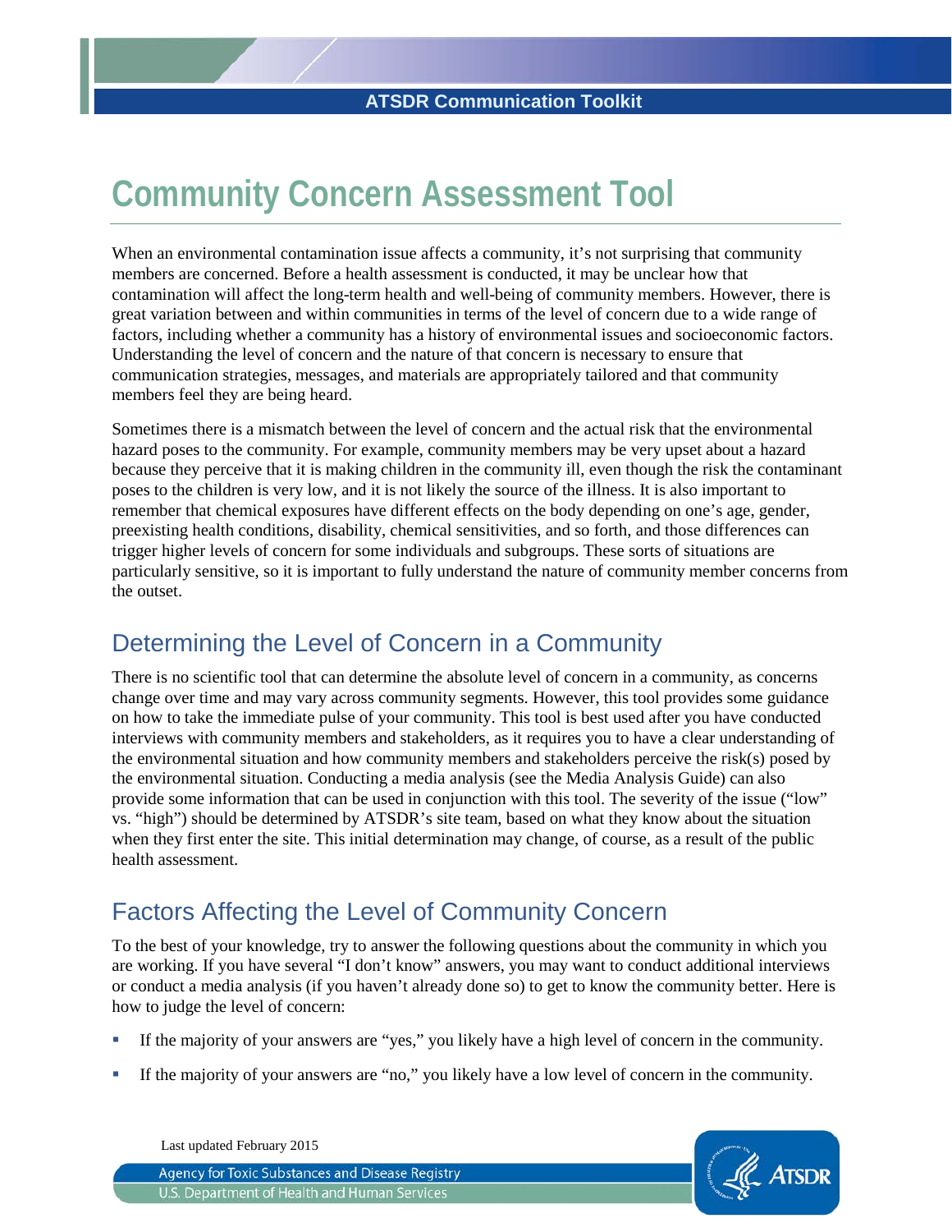# Community Concern Assessment Tool

When an environmental contamination issue affects a community, it's not surprising that community members are concerned. Before a health assessment is conducted, it may be unclear how that contamination will affect the long-term health and well-being of community members. However, there is great variation between and within communities in terms of the level of concern due to a wide range of factors, including whether a community has a history of environmental issues and socioeconomic factors. Understanding the level of concern and the nature of that concern is necessary to ensure that communication strategies, messages, and materials are appropriately tailored and that community members feel they are being heard.

Sometimes there is a mismatch between the level of concern and the actual risk that the environmental hazard poses to the community. For example, community members may be very upset about a hazard because they perceive that it is making children in the community ill, even though the risk the contaminant poses to the children is very low, and it is not likely the source of the illness. It is also important to remember that chemical exposures have different effects on the body depending on one's age, gender, preexisting health conditions, disability, chemical sensitivities, and so forth, and those differences can trigger higher levels of concern for some individuals and subgroups. These sorts of situations are particularly sensitive, so it is important to fully understand the nature of community member concerns from the outset.

## Determining the Level of Concern in a Community

There is no scientific tool that can determine the absolute level of concern in a community, as concerns change over time and may vary across community segments. However, this tool provides some guidance on how to take the immediate pulse of your community. This tool is best used after you have conducted interviews with community members and stakeholders, as it requires you to have a clear understanding of the environmental situation and how community members and stakeholders perceive the risk(s) posed by the environmental situation. Conducting a media analysis (see the Media Analysis Guide) can also provide some information that can be used in conjunction with this tool. The severity of the issue ("low" vs. "high") should be determined by ATSDR's site team, based on what they know about the situation when they first enter the site. This initial determination may change, of course, as a result of the public health assessment.

## Factors Affecting the Level of Community Concern

To the best of your knowledge, try to answer the following questions about the community in which you are working. If you have several "I don't know" answers, you may want to conduct additional interviews or conduct a media analysis (if you haven't already done so) to get to know the community better. Here is how to judge the level of concern:

- If the majority of your answers are "yes," you likely have a high level of concern in the community.
- If the majority of your answers are "no," you likely have a low level of concern in the community.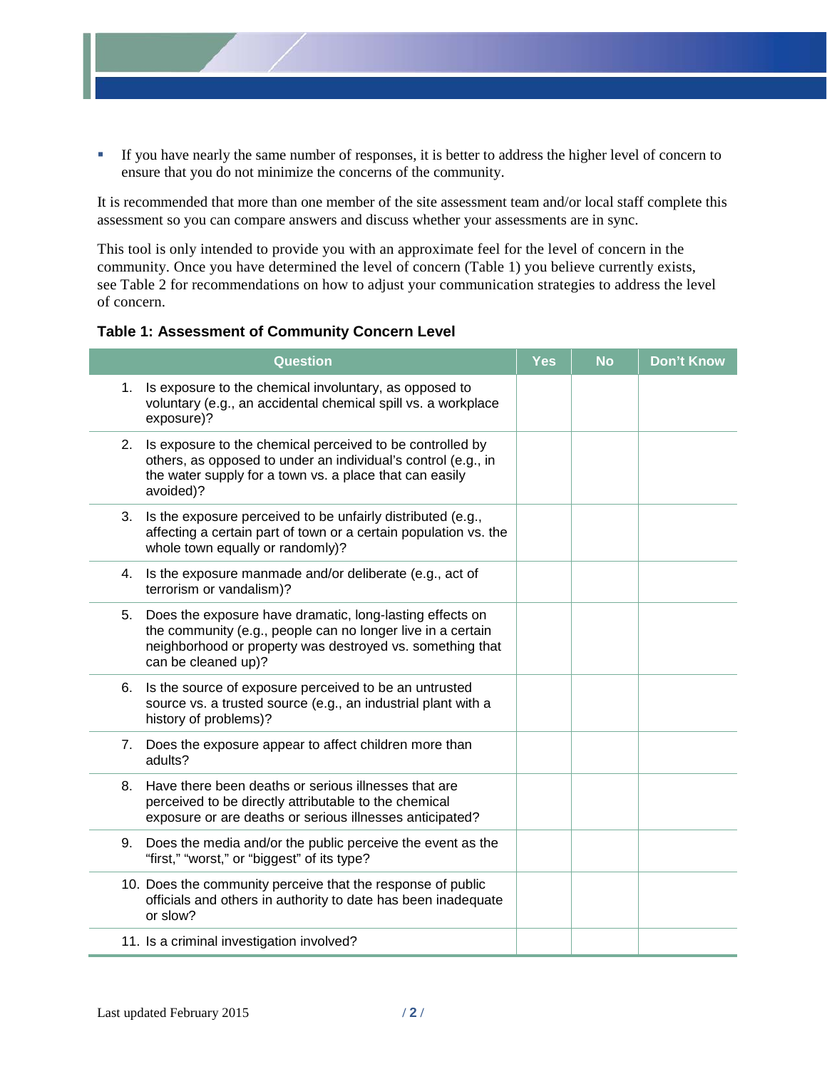- If you have nearly the same number of responses, it is better to address the higher level of concern to ensure that you do not minimize the concerns of the community.

It is recommended that more than one member of the site assessment team and/or local staff complete this assessment so you can compare answers and discuss whether your assessments are in sync.

This tool is only intended to provide you with an approximate feel for the level of concern in the community. Once you have determined the level of concern (Table 1) you believe currently exists, see Table 2 for recommendations on how to adjust your communication strategies to address the level of concern.

**Table 1: Assessment of Community Concern Level**

| Question | Yes | No | Don't Know |
|---|---|---|---|
| 1. Is exposure to the chemical involuntary, as opposed to voluntary (e.g., an accidental chemical spill vs. a workplace exposure)? | | | |
| 2. Is exposure to the chemical perceived to be controlled by others, as opposed to under an individual's control (e.g., in the water supply for a town vs. a place that can easily avoided)? | | | |
| 3. Is the exposure perceived to be unfairly distributed (e.g., affecting a certain part of town or a certain population vs. the whole town equally or randomly)? | | | |
| 4. Is the exposure manmade and/or deliberate (e.g., act of terrorism or vandalism)? | | | |
| 5. Does the exposure have dramatic, long-lasting effects on the community (e.g., people can no longer live in a certain neighborhood or property was destroyed vs. something that can be cleaned up)? | | | |
| 6. Is the source of exposure perceived to be an untrusted source vs. a trusted source (e.g., an industrial plant with a history of problems)? | | | |
| 7. Does the exposure appear to affect children more than adults? | | | |
| 8. Have there been deaths or serious illnesses that are perceived to be directly attributable to the chemical exposure or are deaths or serious illnesses anticipated? | | | |
| 9. Does the media and/or the public perceive the event as the "first," "worst," or "biggest" of its type? | | | |
| 10. Does the community perceive that the response of public officials and others in authority to date has been inadequate or slow? | | | |
| 11. Is a criminal investigation involved? | | | |

Last updated February 2015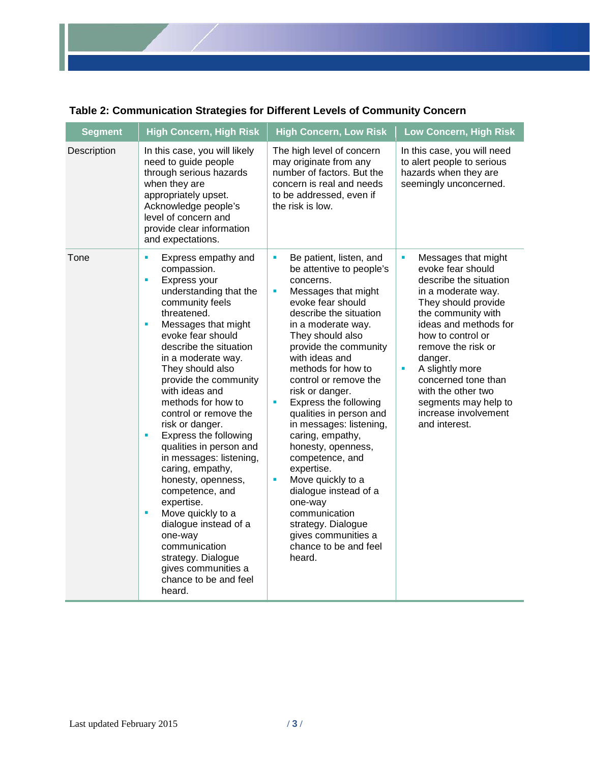**Table 2: Communication Strategies for Different Levels of Community Concern**

| Segment | High Concern, High Risk | High Concern, Low Risk | Low Concern, High Risk |
|---|---|---|---|
| Description | In this case, you will likely need to guide people through serious hazards when they are appropriately upset. Acknowledge people's level of concern and provide clear information and expectations. | The high level of concern may originate from any number of factors. But the concern is real and needs to be addressed, even if the risk is low. | In this case, you will need to alert people to serious hazards when they are seemingly unconcerned. |
| Tone | ▪ Express empathy and compassion.<br>▪ Express your understanding that the community feels threatened.<br>▪ Messages that might evoke fear should describe the situation in a moderate way. They should also provide the community with ideas and methods for how to control or remove the risk or danger.<br>▪ Express the following qualities in person and in messages: listening, caring, empathy, honesty, openness, competence, and expertise.<br>▪ Move quickly to a dialogue instead of a one-way communication strategy. Dialogue gives communities a chance to be and feel heard. | ▪ Be patient, listen, and be attentive to people's concerns.<br>▪ Messages that might evoke fear should describe the situation in a moderate way. They should also provide the community with ideas and methods for how to control or remove the risk or danger.<br>▪ Express the following qualities in person and in messages: listening, caring, empathy, honesty, openness, competence, and expertise.<br>▪ Move quickly to a dialogue instead of a one-way communication strategy. Dialogue gives communities a chance to be and feel heard. | ▪ Messages that might evoke fear should describe the situation in a moderate way. They should provide the community with ideas and methods for how to control or remove the risk or danger.<br>▪ A slightly more concerned tone than with the other two segments may help to increase involvement and interest. |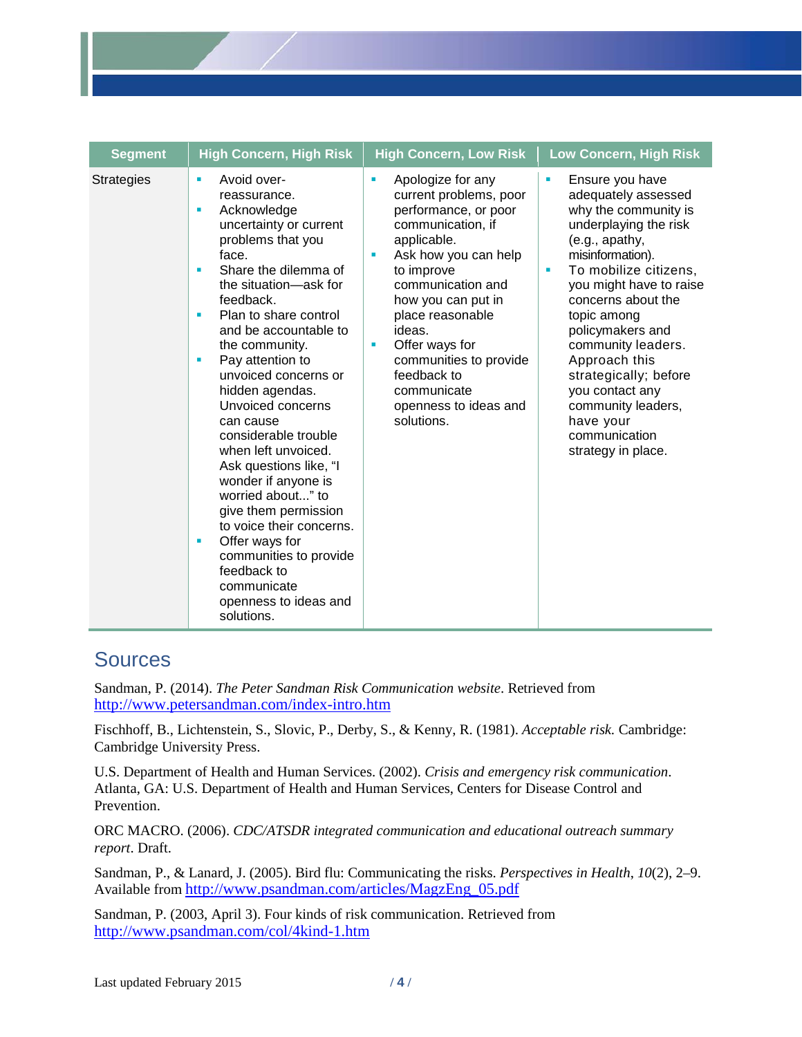| Segment | High Concern, High Risk | High Concern, Low Risk | Low Concern, High Risk |
|---|---|---|---|
| Strategies | ▪ Avoid over-reassurance.<br>▪ Acknowledge uncertainty or current problems that you face.<br>▪ Share the dilemma of the situation—ask for feedback.<br>▪ Plan to share control and be accountable to the community.<br>▪ Pay attention to unvoiced concerns or hidden agendas. Unvoiced concerns can cause considerable trouble when left unvoiced. Ask questions like, "I wonder if anyone is worried about..." to give them permission to voice their concerns.<br>▪ Offer ways for communities to provide feedback to communicate openness to ideas and solutions. | ▪ Apologize for any current problems, poor performance, or poor communication, if applicable.<br>▪ Ask how you can help to improve communication and how you can put in place reasonable ideas.<br>▪ Offer ways for communities to provide feedback to communicate openness to ideas and solutions. | ▪ Ensure you have adequately assessed why the community is underplaying the risk (e.g., apathy, misinformation).<br>▪ To mobilize citizens, you might have to raise concerns about the topic among policymakers and community leaders. Approach this strategically; before you contact any community leaders, have your communication strategy in place. |

## Sources

Sandman, P. (2014). *The Peter Sandman Risk Communication website*. Retrieved from http://www.petersandman.com/index-intro.htm

Fischhoff, B., Lichtenstein, S., Slovic, P., Derby, S., & Kenny, R. (1981). *Acceptable risk.* Cambridge: Cambridge University Press.

U.S. Department of Health and Human Services. (2002). *Crisis and emergency risk communication*. Atlanta, GA: U.S. Department of Health and Human Services, Centers for Disease Control and Prevention.

ORC MACRO. (2006). *CDC/ATSDR integrated communication and educational outreach summary report*. Draft.

Sandman, P., & Lanard, J. (2005). Bird flu: Communicating the risks. *Perspectives in Health*, *10*(2), 2–9. Available from http://www.psandman.com/articles/MagzEng_05.pdf

Sandman, P. (2003, April 3). Four kinds of risk communication. Retrieved from http://www.psandman.com/col/4kind-1.htm

Last updated February 2015